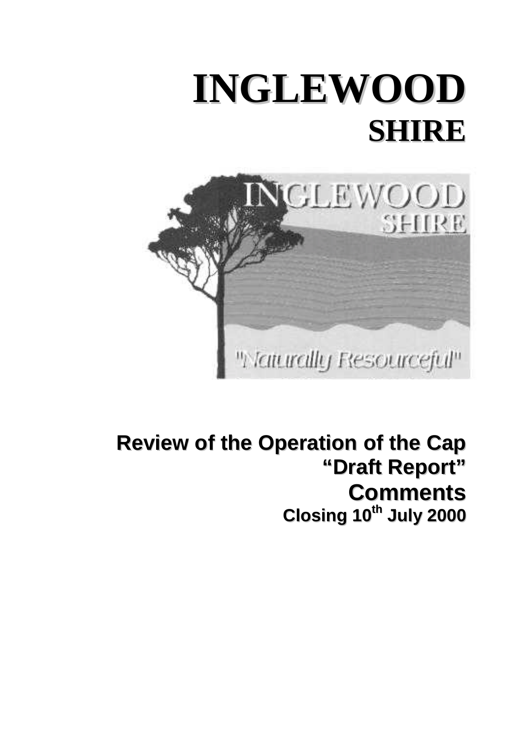# INGLEWOOD
## SHIRE

INGLEWOOD
SHIRE

"Naturally Resourceful"

**Review of the Operation of the Cap**
**"Draft Report"**
**Comments**
**Closing 10th July 2000**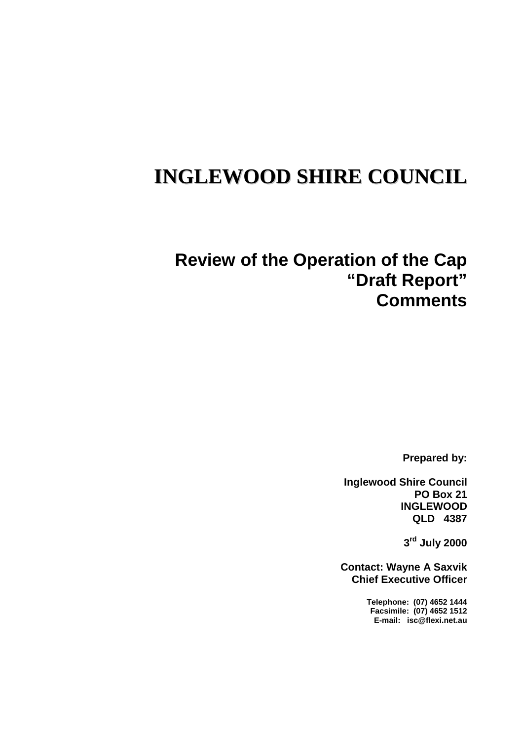# INGLEWOOD SHIRE COUNCIL

## Review of the Operation of the Cap "Draft Report" Comments

**Prepared by:**

**Inglewood Shire Council**
**PO Box 21**
**INGLEWOOD**
**QLD 4387**

**3rd July 2000**

**Contact: Wayne A Saxvik**
**Chief Executive Officer**

**Telephone: (07) 4652 1444**
**Facsimile: (07) 4652 1512**
**E-mail: isc@flexi.net.au**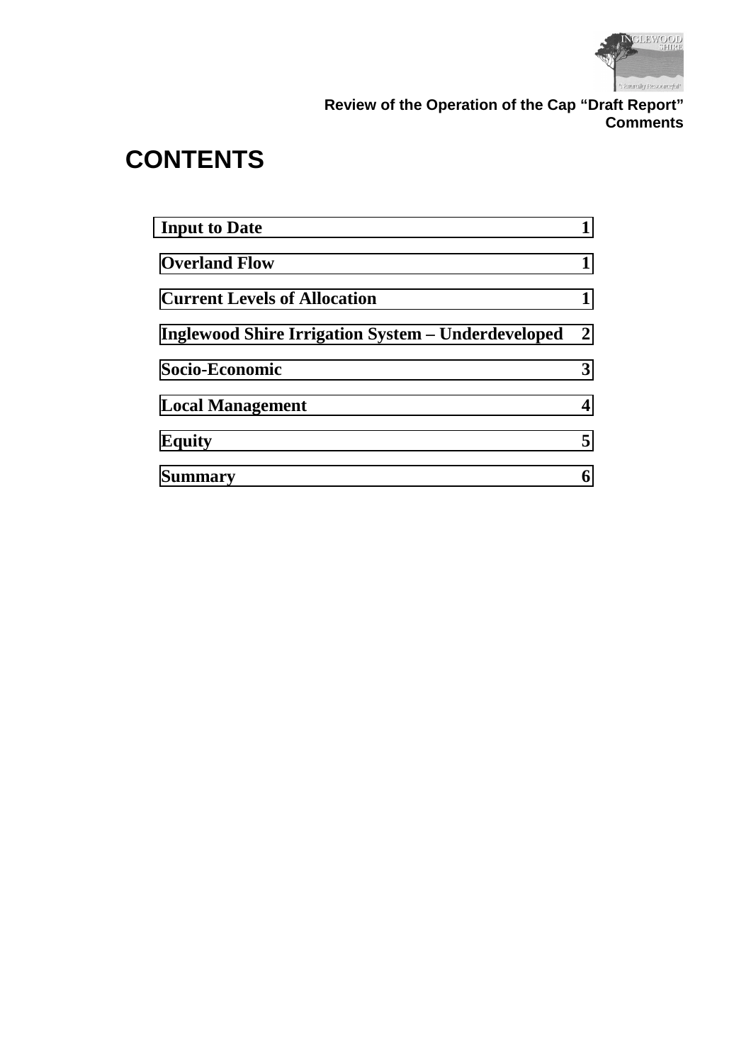# CONTENTS

| Section | Page |
|---|---|
| **Input to Date** | **1** |
| **Overland Flow** | **1** |
| **Current Levels of Allocation** | **1** |
| **Inglewood Shire Irrigation System – Underdeveloped** | **2** |
| **Socio-Economic** | **3** |
| **Local Management** | **4** |
| **Equity** | **5** |
| **Summary** | **6** |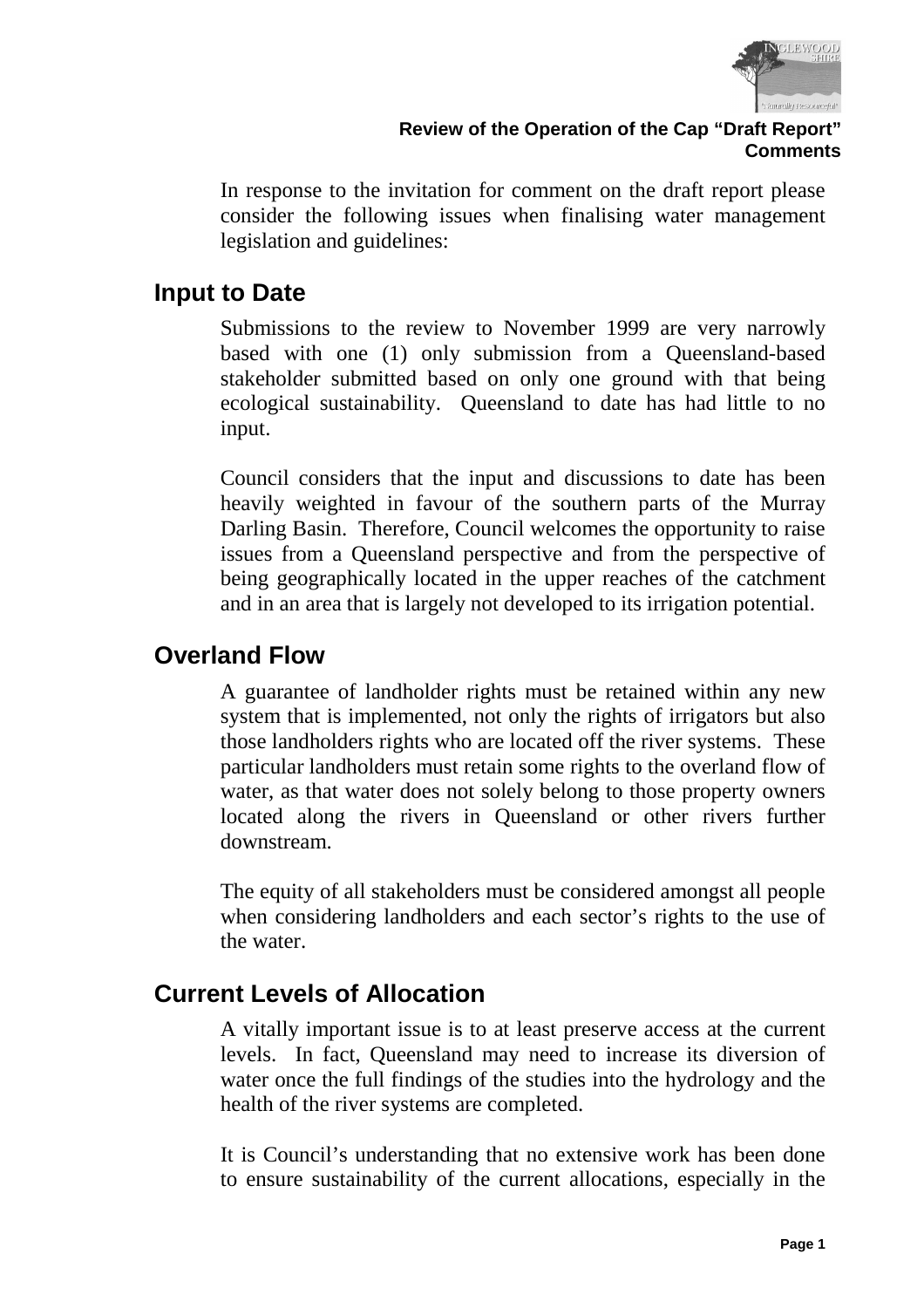**Review of the Operation of the Cap "Draft Report" Comments**

In response to the invitation for comment on the draft report please consider the following issues when finalising water management legislation and guidelines:

## Input to Date

Submissions to the review to November 1999 are very narrowly based with one (1) only submission from a Queensland-based stakeholder submitted based on only one ground with that being ecological sustainability. Queensland to date has had little to no input.

Council considers that the input and discussions to date has been heavily weighted in favour of the southern parts of the Murray Darling Basin. Therefore, Council welcomes the opportunity to raise issues from a Queensland perspective and from the perspective of being geographically located in the upper reaches of the catchment and in an area that is largely not developed to its irrigation potential.

## Overland Flow

A guarantee of landholder rights must be retained within any new system that is implemented, not only the rights of irrigators but also those landholders rights who are located off the river systems. These particular landholders must retain some rights to the overland flow of water, as that water does not solely belong to those property owners located along the rivers in Queensland or other rivers further downstream.

The equity of all stakeholders must be considered amongst all people when considering landholders and each sector's rights to the use of the water.

## Current Levels of Allocation

A vitally important issue is to at least preserve access at the current levels. In fact, Queensland may need to increase its diversion of water once the full findings of the studies into the hydrology and the health of the river systems are completed.

It is Council's understanding that no extensive work has been done to ensure sustainability of the current allocations, especially in the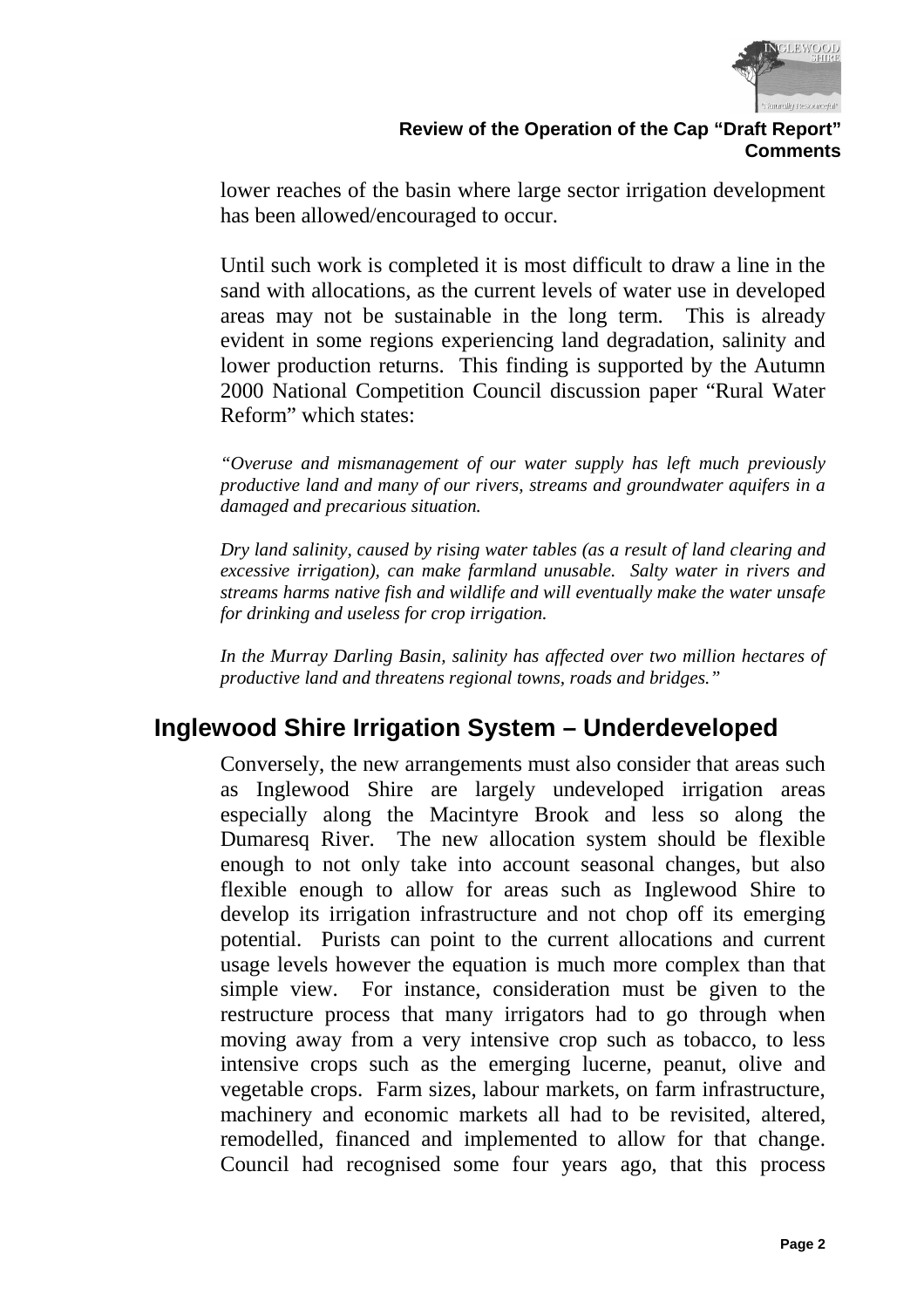lower reaches of the basin where large sector irrigation development has been allowed/encouraged to occur.

Until such work is completed it is most difficult to draw a line in the sand with allocations, as the current levels of water use in developed areas may not be sustainable in the long term. This is already evident in some regions experiencing land degradation, salinity and lower production returns. This finding is supported by the Autumn 2000 National Competition Council discussion paper "Rural Water Reform" which states:

*"Overuse and mismanagement of our water supply has left much previously productive land and many of our rivers, streams and groundwater aquifers in a damaged and precarious situation.*

*Dry land salinity, caused by rising water tables (as a result of land clearing and excessive irrigation), can make farmland unusable. Salty water in rivers and streams harms native fish and wildlife and will eventually make the water unsafe for drinking and useless for crop irrigation.*

*In the Murray Darling Basin, salinity has affected over two million hectares of productive land and threatens regional towns, roads and bridges."*

## Inglewood Shire Irrigation System – Underdeveloped

Conversely, the new arrangements must also consider that areas such as Inglewood Shire are largely undeveloped irrigation areas especially along the Macintyre Brook and less so along the Dumaresq River. The new allocation system should be flexible enough to not only take into account seasonal changes, but also flexible enough to allow for areas such as Inglewood Shire to develop its irrigation infrastructure and not chop off its emerging potential. Purists can point to the current allocations and current usage levels however the equation is much more complex than that simple view. For instance, consideration must be given to the restructure process that many irrigators had to go through when moving away from a very intensive crop such as tobacco, to less intensive crops such as the emerging lucerne, peanut, olive and vegetable crops. Farm sizes, labour markets, on farm infrastructure, machinery and economic markets all had to be revisited, altered, remodelled, financed and implemented to allow for that change. Council had recognised some four years ago, that this process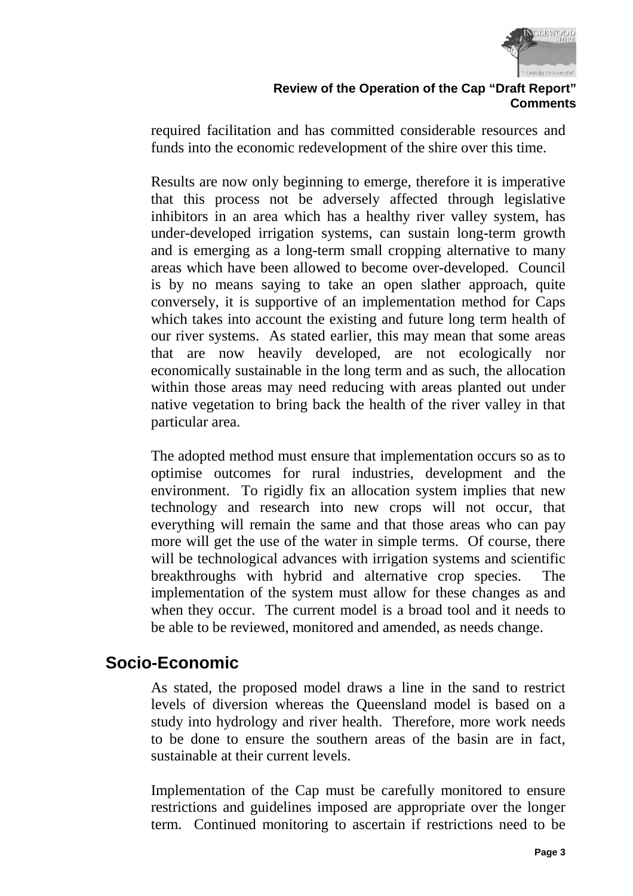required facilitation and has committed considerable resources and funds into the economic redevelopment of the shire over this time.

Results are now only beginning to emerge, therefore it is imperative that this process not be adversely affected through legislative inhibitors in an area which has a healthy river valley system, has under-developed irrigation systems, can sustain long-term growth and is emerging as a long-term small cropping alternative to many areas which have been allowed to become over-developed. Council is by no means saying to take an open slather approach, quite conversely, it is supportive of an implementation method for Caps which takes into account the existing and future long term health of our river systems. As stated earlier, this may mean that some areas that are now heavily developed, are not ecologically nor economically sustainable in the long term and as such, the allocation within those areas may need reducing with areas planted out under native vegetation to bring back the health of the river valley in that particular area.

The adopted method must ensure that implementation occurs so as to optimise outcomes for rural industries, development and the environment. To rigidly fix an allocation system implies that new technology and research into new crops will not occur, that everything will remain the same and that those areas who can pay more will get the use of the water in simple terms. Of course, there will be technological advances with irrigation systems and scientific breakthroughs with hybrid and alternative crop species. The implementation of the system must allow for these changes as and when they occur. The current model is a broad tool and it needs to be able to be reviewed, monitored and amended, as needs change.

## Socio-Economic

As stated, the proposed model draws a line in the sand to restrict levels of diversion whereas the Queensland model is based on a study into hydrology and river health. Therefore, more work needs to be done to ensure the southern areas of the basin are in fact, sustainable at their current levels.

Implementation of the Cap must be carefully monitored to ensure restrictions and guidelines imposed are appropriate over the longer term. Continued monitoring to ascertain if restrictions need to be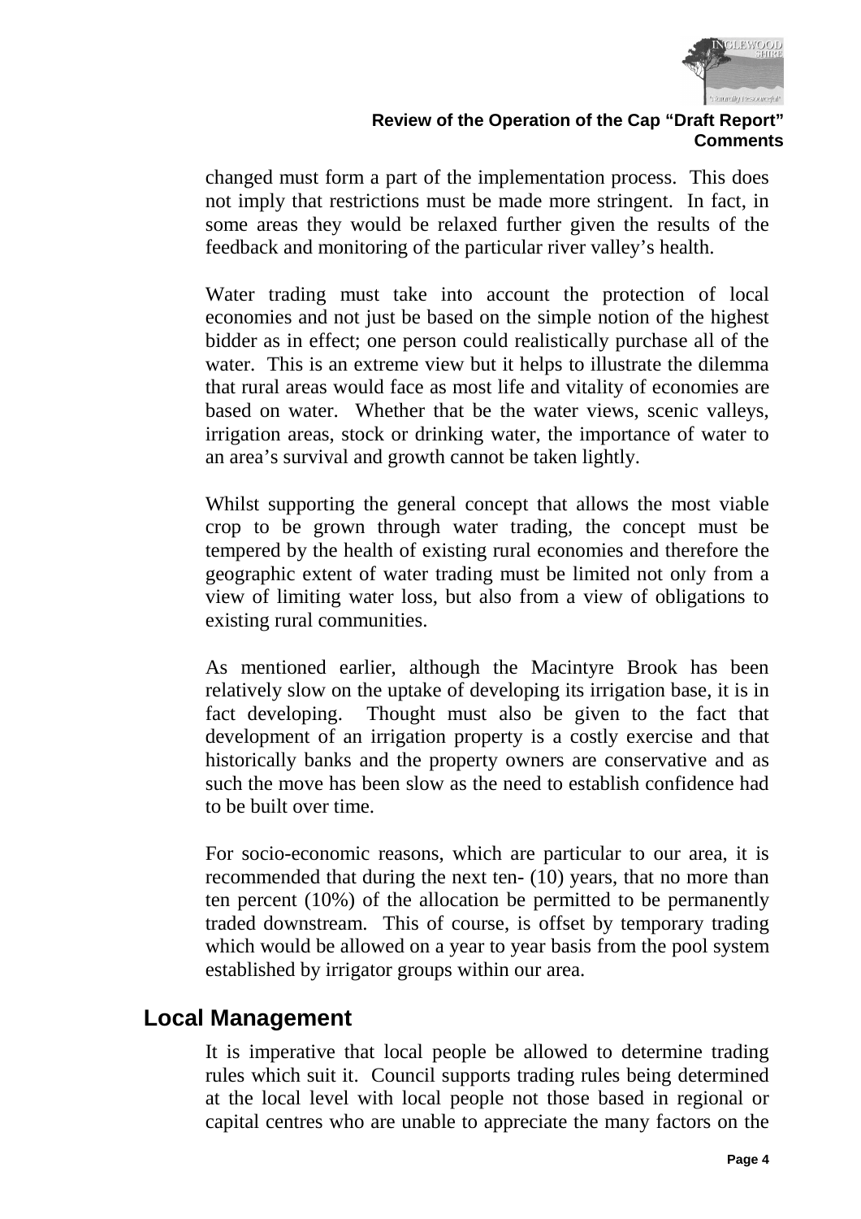changed must form a part of the implementation process. This does not imply that restrictions must be made more stringent. In fact, in some areas they would be relaxed further given the results of the feedback and monitoring of the particular river valley's health.

Water trading must take into account the protection of local economies and not just be based on the simple notion of the highest bidder as in effect; one person could realistically purchase all of the water. This is an extreme view but it helps to illustrate the dilemma that rural areas would face as most life and vitality of economies are based on water. Whether that be the water views, scenic valleys, irrigation areas, stock or drinking water, the importance of water to an area's survival and growth cannot be taken lightly.

Whilst supporting the general concept that allows the most viable crop to be grown through water trading, the concept must be tempered by the health of existing rural economies and therefore the geographic extent of water trading must be limited not only from a view of limiting water loss, but also from a view of obligations to existing rural communities.

As mentioned earlier, although the Macintyre Brook has been relatively slow on the uptake of developing its irrigation base, it is in fact developing. Thought must also be given to the fact that development of an irrigation property is a costly exercise and that historically banks and the property owners are conservative and as such the move has been slow as the need to establish confidence had to be built over time.

For socio-economic reasons, which are particular to our area, it is recommended that during the next ten- (10) years, that no more than ten percent (10%) of the allocation be permitted to be permanently traded downstream. This of course, is offset by temporary trading which would be allowed on a year to year basis from the pool system established by irrigator groups within our area.

## Local Management

It is imperative that local people be allowed to determine trading rules which suit it. Council supports trading rules being determined at the local level with local people not those based in regional or capital centres who are unable to appreciate the many factors on the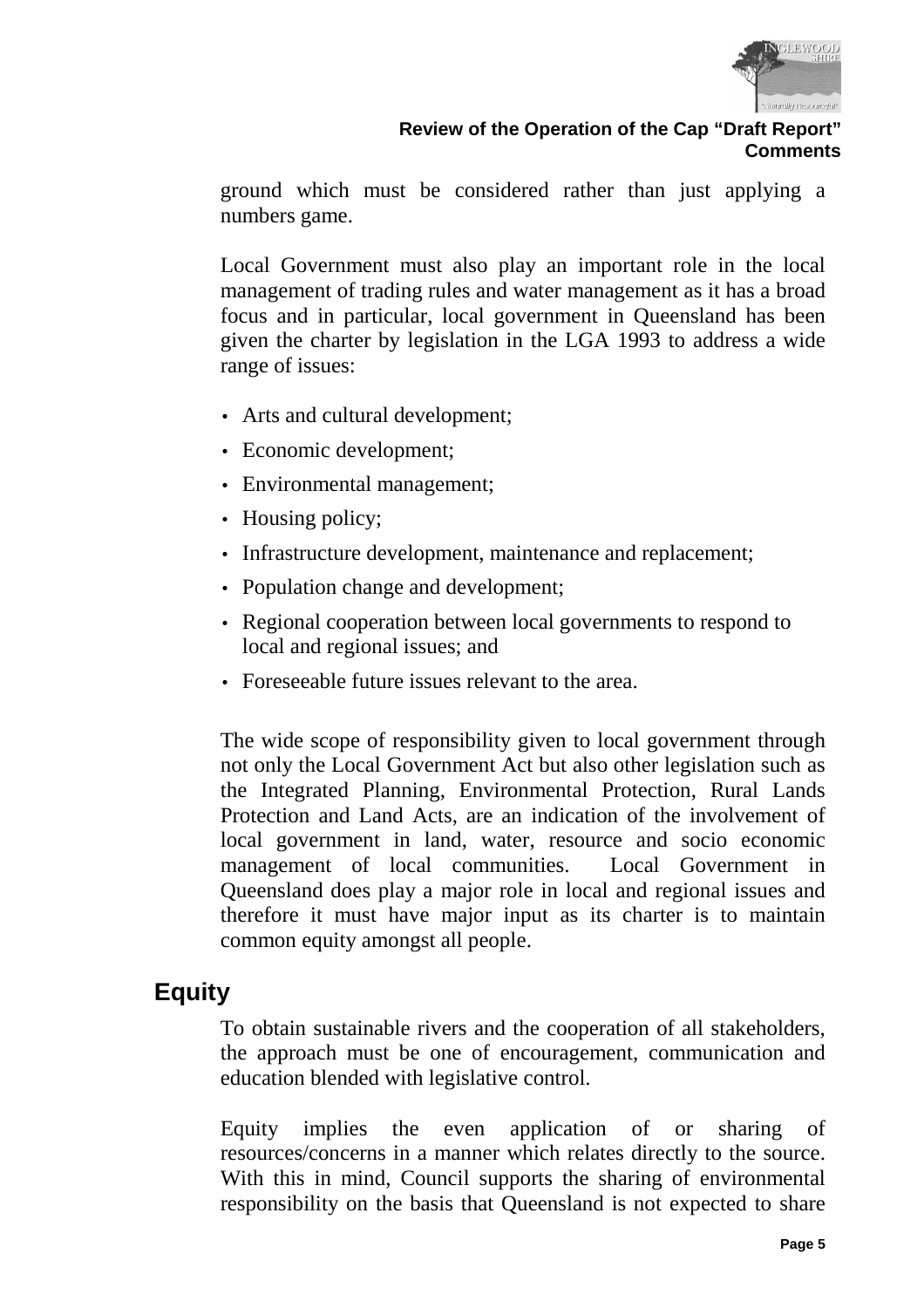ground which must be considered rather than just applying a numbers game.

Local Government must also play an important role in the local management of trading rules and water management as it has a broad focus and in particular, local government in Queensland has been given the charter by legislation in the LGA 1993 to address a wide range of issues:

- Arts and cultural development;
- Economic development;
- Environmental management;
- Housing policy;
- Infrastructure development, maintenance and replacement;
- Population change and development;
- Regional cooperation between local governments to respond to local and regional issues; and
- Foreseeable future issues relevant to the area.

The wide scope of responsibility given to local government through not only the Local Government Act but also other legislation such as the Integrated Planning, Environmental Protection, Rural Lands Protection and Land Acts, are an indication of the involvement of local government in land, water, resource and socio economic management of local communities. Local Government in Queensland does play a major role in local and regional issues and therefore it must have major input as its charter is to maintain common equity amongst all people.

## Equity

To obtain sustainable rivers and the cooperation of all stakeholders, the approach must be one of encouragement, communication and education blended with legislative control.

Equity implies the even application of or sharing of resources/concerns in a manner which relates directly to the source. With this in mind, Council supports the sharing of environmental responsibility on the basis that Queensland is not expected to share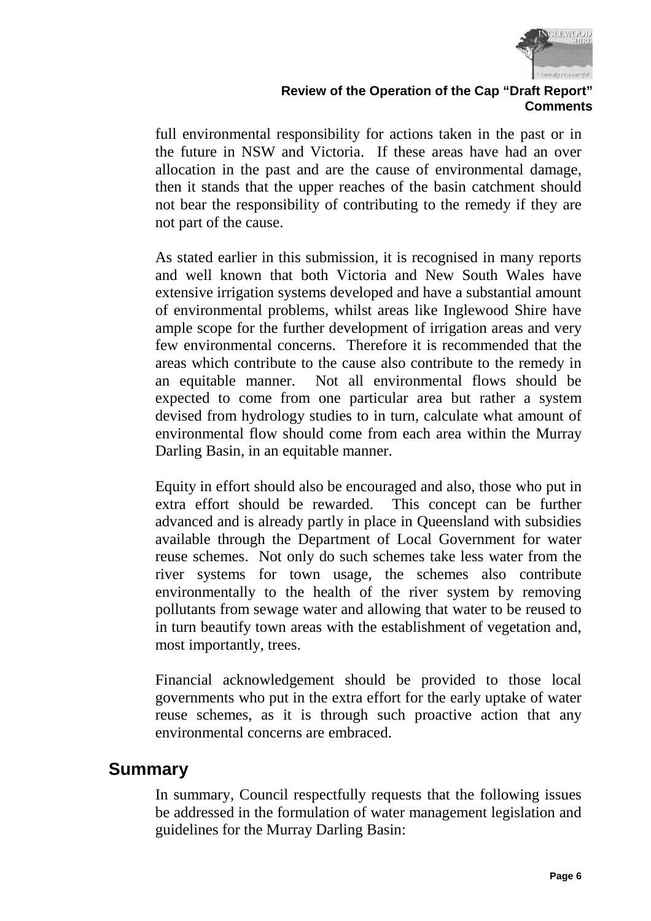full environmental responsibility for actions taken in the past or in the future in NSW and Victoria. If these areas have had an over allocation in the past and are the cause of environmental damage, then it stands that the upper reaches of the basin catchment should not bear the responsibility of contributing to the remedy if they are not part of the cause.

As stated earlier in this submission, it is recognised in many reports and well known that both Victoria and New South Wales have extensive irrigation systems developed and have a substantial amount of environmental problems, whilst areas like Inglewood Shire have ample scope for the further development of irrigation areas and very few environmental concerns. Therefore it is recommended that the areas which contribute to the cause also contribute to the remedy in an equitable manner. Not all environmental flows should be expected to come from one particular area but rather a system devised from hydrology studies to in turn, calculate what amount of environmental flow should come from each area within the Murray Darling Basin, in an equitable manner.

Equity in effort should also be encouraged and also, those who put in extra effort should be rewarded. This concept can be further advanced and is already partly in place in Queensland with subsidies available through the Department of Local Government for water reuse schemes. Not only do such schemes take less water from the river systems for town usage, the schemes also contribute environmentally to the health of the river system by removing pollutants from sewage water and allowing that water to be reused to in turn beautify town areas with the establishment of vegetation and, most importantly, trees.

Financial acknowledgement should be provided to those local governments who put in the extra effort for the early uptake of water reuse schemes, as it is through such proactive action that any environmental concerns are embraced.

## Summary

In summary, Council respectfully requests that the following issues be addressed in the formulation of water management legislation and guidelines for the Murray Darling Basin: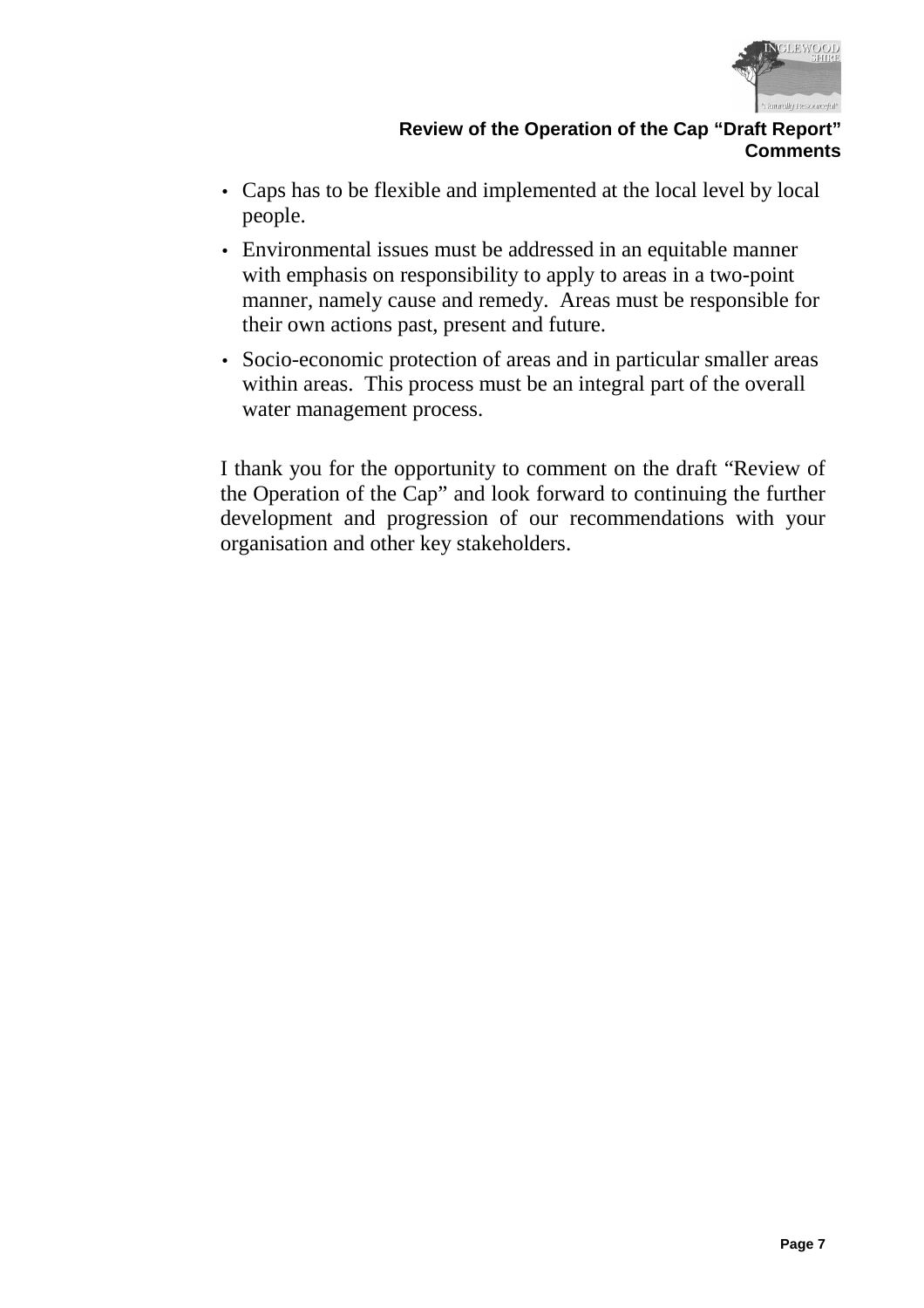- Caps has to be flexible and implemented at the local level by local people.
- Environmental issues must be addressed in an equitable manner with emphasis on responsibility to apply to areas in a two-point manner, namely cause and remedy. Areas must be responsible for their own actions past, present and future.
- Socio-economic protection of areas and in particular smaller areas within areas. This process must be an integral part of the overall water management process.

I thank you for the opportunity to comment on the draft "Review of the Operation of the Cap" and look forward to continuing the further development and progression of our recommendations with your organisation and other key stakeholders.